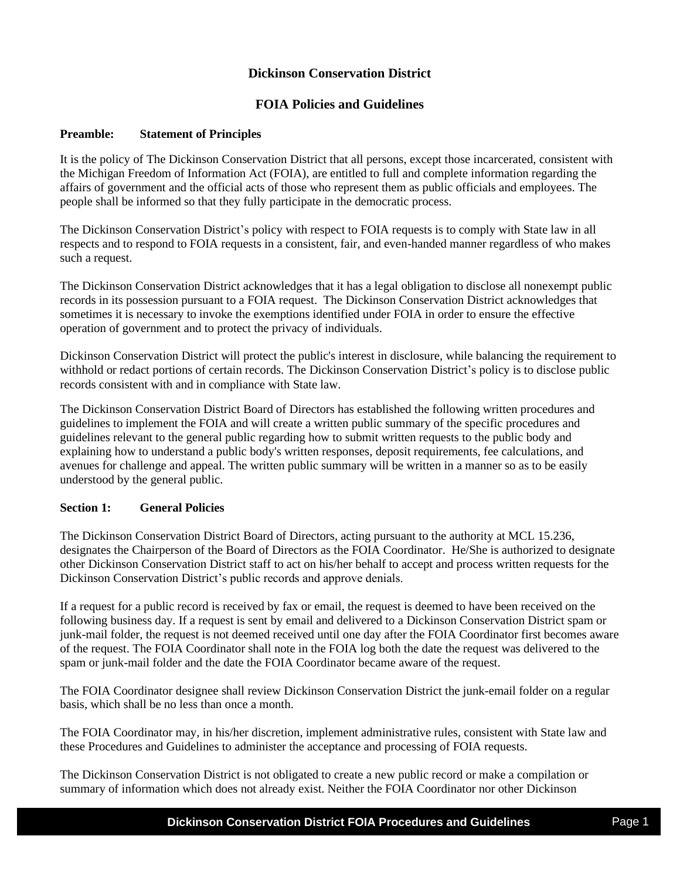# Dickinson Conservation District

## FOIA Policies and Guidelines

### Preamble: Statement of Principles

It is the policy of The Dickinson Conservation District that all persons, except those incarcerated, consistent with the Michigan Freedom of Information Act (FOIA), are entitled to full and complete information regarding the affairs of government and the official acts of those who represent them as public officials and employees. The people shall be informed so that they fully participate in the democratic process.

The Dickinson Conservation District's policy with respect to FOIA requests is to comply with State law in all respects and to respond to FOIA requests in a consistent, fair, and even-handed manner regardless of who makes such a request.

The Dickinson Conservation District acknowledges that it has a legal obligation to disclose all nonexempt public records in its possession pursuant to a FOIA request. The Dickinson Conservation District acknowledges that sometimes it is necessary to invoke the exemptions identified under FOIA in order to ensure the effective operation of government and to protect the privacy of individuals.

Dickinson Conservation District will protect the public's interest in disclosure, while balancing the requirement to withhold or redact portions of certain records. The Dickinson Conservation District's policy is to disclose public records consistent with and in compliance with State law.

The Dickinson Conservation District Board of Directors has established the following written procedures and guidelines to implement the FOIA and will create a written public summary of the specific procedures and guidelines relevant to the general public regarding how to submit written requests to the public body and explaining how to understand a public body's written responses, deposit requirements, fee calculations, and avenues for challenge and appeal. The written public summary will be written in a manner so as to be easily understood by the general public.

### Section 1: General Policies

The Dickinson Conservation District Board of Directors, acting pursuant to the authority at MCL 15.236, designates the Chairperson of the Board of Directors as the FOIA Coordinator. He/She is authorized to designate other Dickinson Conservation District staff to act on his/her behalf to accept and process written requests for the Dickinson Conservation District's public records and approve denials.

If a request for a public record is received by fax or email, the request is deemed to have been received on the following business day. If a request is sent by email and delivered to a Dickinson Conservation District spam or junk-mail folder, the request is not deemed received until one day after the FOIA Coordinator first becomes aware of the request. The FOIA Coordinator shall note in the FOIA log both the date the request was delivered to the spam or junk-mail folder and the date the FOIA Coordinator became aware of the request.

The FOIA Coordinator designee shall review Dickinson Conservation District the junk-email folder on a regular basis, which shall be no less than once a month.

The FOIA Coordinator may, in his/her discretion, implement administrative rules, consistent with State law and these Procedures and Guidelines to administer the acceptance and processing of FOIA requests.

The Dickinson Conservation District is not obligated to create a new public record or make a compilation or summary of information which does not already exist. Neither the FOIA Coordinator nor other Dickinson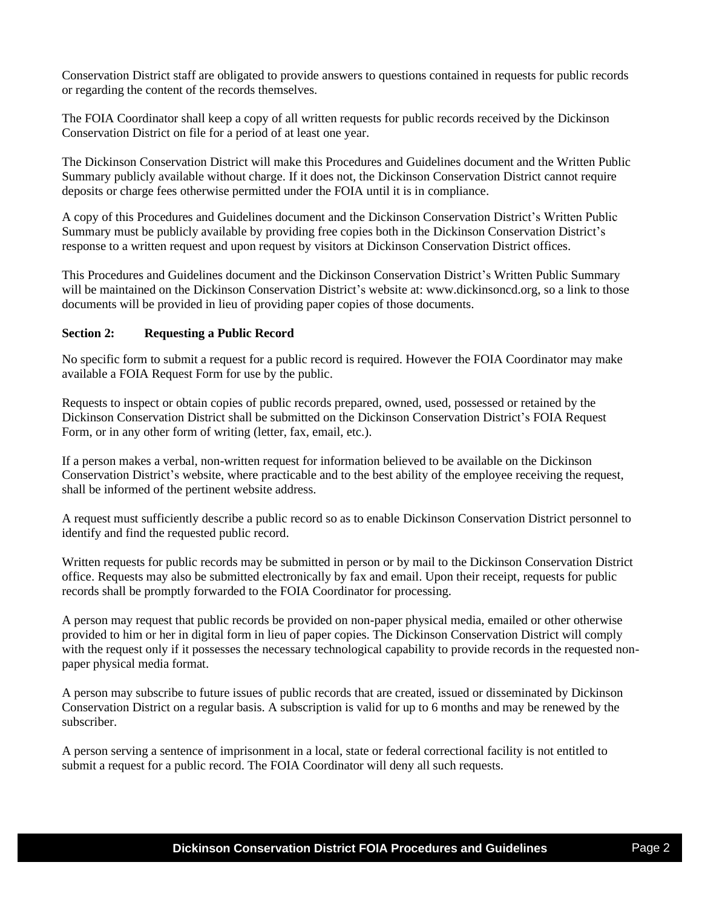Conservation District staff are obligated to provide answers to questions contained in requests for public records or regarding the content of the records themselves.

The FOIA Coordinator shall keep a copy of all written requests for public records received by the Dickinson Conservation District on file for a period of at least one year.

The Dickinson Conservation District will make this Procedures and Guidelines document and the Written Public Summary publicly available without charge. If it does not, the Dickinson Conservation District cannot require deposits or charge fees otherwise permitted under the FOIA until it is in compliance.

A copy of this Procedures and Guidelines document and the Dickinson Conservation District's Written Public Summary must be publicly available by providing free copies both in the Dickinson Conservation District's response to a written request and upon request by visitors at Dickinson Conservation District offices.

This Procedures and Guidelines document and the Dickinson Conservation District's Written Public Summary will be maintained on the Dickinson Conservation District's website at: www.dickinsoncd.org, so a link to those documents will be provided in lieu of providing paper copies of those documents.

**Section 2: Requesting a Public Record**

No specific form to submit a request for a public record is required. However the FOIA Coordinator may make available a FOIA Request Form for use by the public.

Requests to inspect or obtain copies of public records prepared, owned, used, possessed or retained by the Dickinson Conservation District shall be submitted on the Dickinson Conservation District's FOIA Request Form, or in any other form of writing (letter, fax, email, etc.).

If a person makes a verbal, non-written request for information believed to be available on the Dickinson Conservation District's website, where practicable and to the best ability of the employee receiving the request, shall be informed of the pertinent website address.

A request must sufficiently describe a public record so as to enable Dickinson Conservation District personnel to identify and find the requested public record.

Written requests for public records may be submitted in person or by mail to the Dickinson Conservation District office. Requests may also be submitted electronically by fax and email. Upon their receipt, requests for public records shall be promptly forwarded to the FOIA Coordinator for processing.

A person may request that public records be provided on non-paper physical media, emailed or other otherwise provided to him or her in digital form in lieu of paper copies. The Dickinson Conservation District will comply with the request only if it possesses the necessary technological capability to provide records in the requested non-paper physical media format.

A person may subscribe to future issues of public records that are created, issued or disseminated by Dickinson Conservation District on a regular basis. A subscription is valid for up to 6 months and may be renewed by the subscriber.

A person serving a sentence of imprisonment in a local, state or federal correctional facility is not entitled to submit a request for a public record. The FOIA Coordinator will deny all such requests.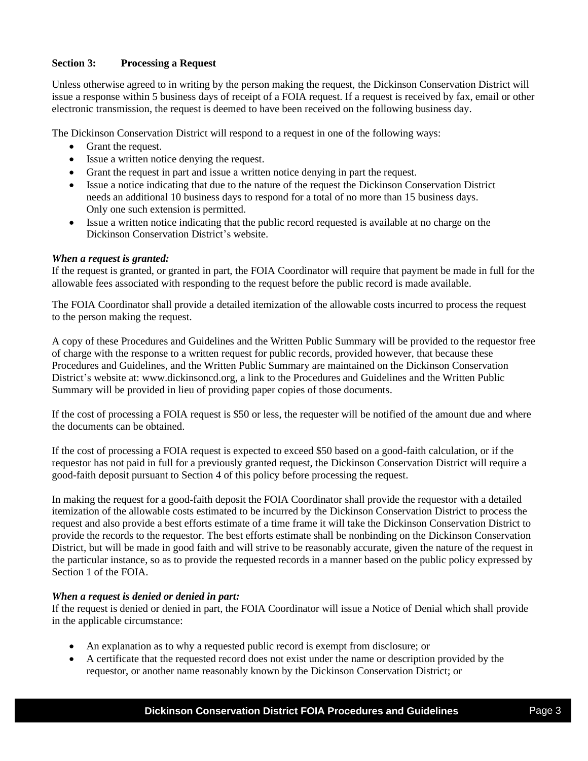### Section 3: Processing a Request

Unless otherwise agreed to in writing by the person making the request, the Dickinson Conservation District will issue a response within 5 business days of receipt of a FOIA request. If a request is received by fax, email or other electronic transmission, the request is deemed to have been received on the following business day.

The Dickinson Conservation District will respond to a request in one of the following ways:

- Grant the request.
- Issue a written notice denying the request.
- Grant the request in part and issue a written notice denying in part the request.
- Issue a notice indicating that due to the nature of the request the Dickinson Conservation District needs an additional 10 business days to respond for a total of no more than 15 business days. Only one such extension is permitted.
- Issue a written notice indicating that the public record requested is available at no charge on the Dickinson Conservation District's website.

***When a request is granted:***
If the request is granted, or granted in part, the FOIA Coordinator will require that payment be made in full for the allowable fees associated with responding to the request before the public record is made available.

The FOIA Coordinator shall provide a detailed itemization of the allowable costs incurred to process the request to the person making the request.

A copy of these Procedures and Guidelines and the Written Public Summary will be provided to the requestor free of charge with the response to a written request for public records, provided however, that because these Procedures and Guidelines, and the Written Public Summary are maintained on the Dickinson Conservation District's website at: www.dickinsoncd.org, a link to the Procedures and Guidelines and the Written Public Summary will be provided in lieu of providing paper copies of those documents.

If the cost of processing a FOIA request is $50 or less, the requester will be notified of the amount due and where the documents can be obtained.

If the cost of processing a FOIA request is expected to exceed $50 based on a good-faith calculation, or if the requestor has not paid in full for a previously granted request, the Dickinson Conservation District will require a good-faith deposit pursuant to Section 4 of this policy before processing the request.

In making the request for a good-faith deposit the FOIA Coordinator shall provide the requestor with a detailed itemization of the allowable costs estimated to be incurred by the Dickinson Conservation District to process the request and also provide a best efforts estimate of a time frame it will take the Dickinson Conservation District to provide the records to the requestor. The best efforts estimate shall be nonbinding on the Dickinson Conservation District, but will be made in good faith and will strive to be reasonably accurate, given the nature of the request in the particular instance, so as to provide the requested records in a manner based on the public policy expressed by Section 1 of the FOIA.

***When a request is denied or denied in part:***
If the request is denied or denied in part, the FOIA Coordinator will issue a Notice of Denial which shall provide in the applicable circumstance:

- An explanation as to why a requested public record is exempt from disclosure; or
- A certificate that the requested record does not exist under the name or description provided by the requestor, or another name reasonably known by the Dickinson Conservation District; or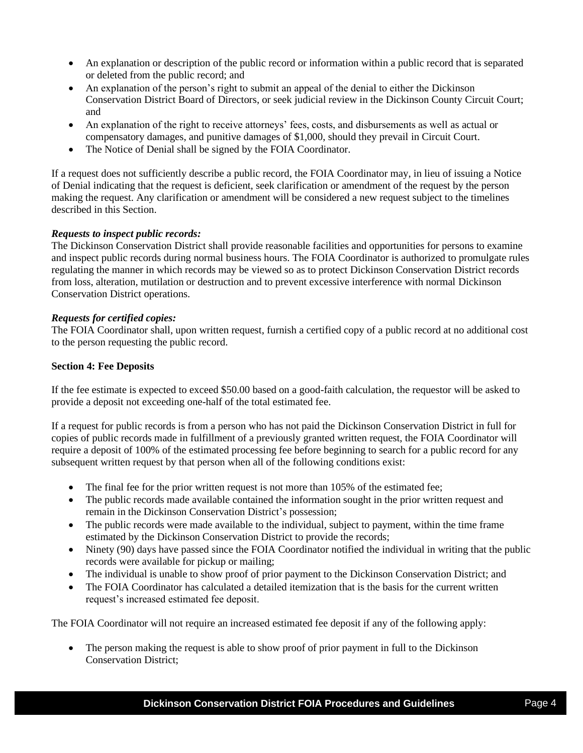- An explanation or description of the public record or information within a public record that is separated or deleted from the public record; and
- An explanation of the person's right to submit an appeal of the denial to either the Dickinson Conservation District Board of Directors, or seek judicial review in the Dickinson County Circuit Court; and
- An explanation of the right to receive attorneys' fees, costs, and disbursements as well as actual or compensatory damages, and punitive damages of $1,000, should they prevail in Circuit Court.
- The Notice of Denial shall be signed by the FOIA Coordinator.

If a request does not sufficiently describe a public record, the FOIA Coordinator may, in lieu of issuing a Notice of Denial indicating that the request is deficient, seek clarification or amendment of the request by the person making the request. Any clarification or amendment will be considered a new request subject to the timelines described in this Section.

***Requests to inspect public records:***
The Dickinson Conservation District shall provide reasonable facilities and opportunities for persons to examine and inspect public records during normal business hours. The FOIA Coordinator is authorized to promulgate rules regulating the manner in which records may be viewed so as to protect Dickinson Conservation District records from loss, alteration, mutilation or destruction and to prevent excessive interference with normal Dickinson Conservation District operations.

***Requests for certified copies:***
The FOIA Coordinator shall, upon written request, furnish a certified copy of a public record at no additional cost to the person requesting the public record.

**Section 4: Fee Deposits**

If the fee estimate is expected to exceed $50.00 based on a good-faith calculation, the requestor will be asked to provide a deposit not exceeding one-half of the total estimated fee.

If a request for public records is from a person who has not paid the Dickinson Conservation District in full for copies of public records made in fulfillment of a previously granted written request, the FOIA Coordinator will require a deposit of 100% of the estimated processing fee before beginning to search for a public record for any subsequent written request by that person when all of the following conditions exist:

- The final fee for the prior written request is not more than 105% of the estimated fee;
- The public records made available contained the information sought in the prior written request and remain in the Dickinson Conservation District's possession;
- The public records were made available to the individual, subject to payment, within the time frame estimated by the Dickinson Conservation District to provide the records;
- Ninety (90) days have passed since the FOIA Coordinator notified the individual in writing that the public records were available for pickup or mailing;
- The individual is unable to show proof of prior payment to the Dickinson Conservation District; and
- The FOIA Coordinator has calculated a detailed itemization that is the basis for the current written request's increased estimated fee deposit.

The FOIA Coordinator will not require an increased estimated fee deposit if any of the following apply:

- The person making the request is able to show proof of prior payment in full to the Dickinson Conservation District;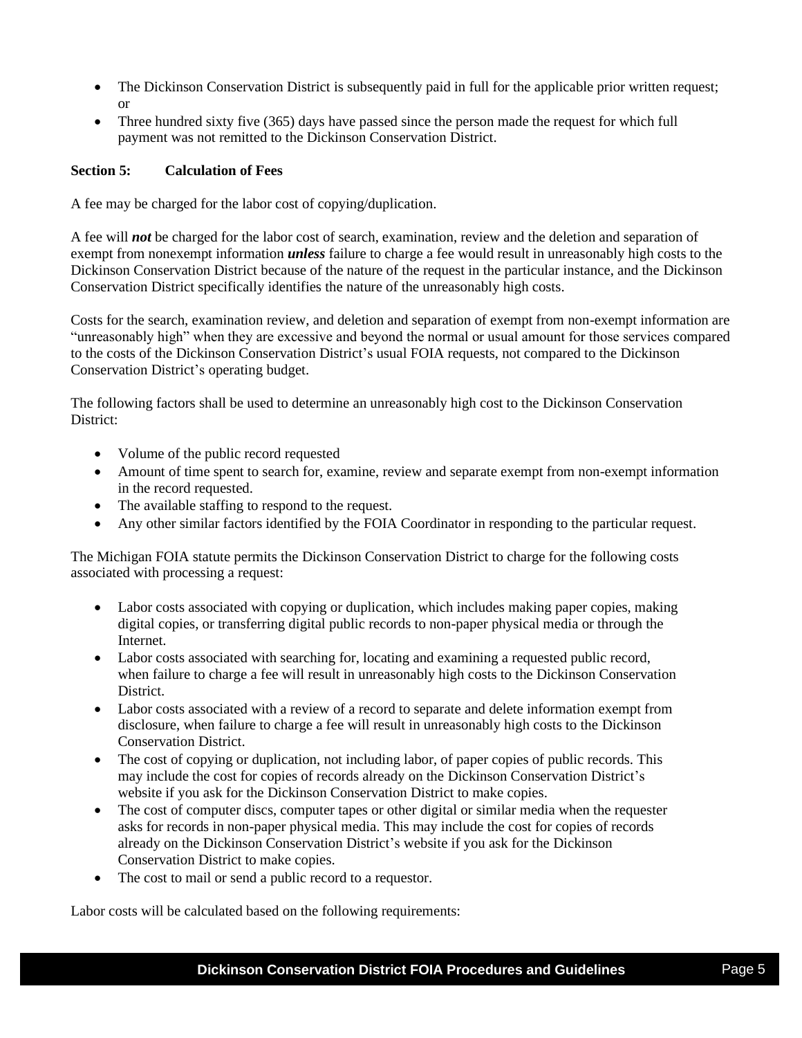- The Dickinson Conservation District is subsequently paid in full for the applicable prior written request; or
- Three hundred sixty five (365) days have passed since the person made the request for which full payment was not remitted to the Dickinson Conservation District.

**Section 5: Calculation of Fees**

A fee may be charged for the labor cost of copying/duplication.

A fee will ***not*** be charged for the labor cost of search, examination, review and the deletion and separation of exempt from nonexempt information ***unless*** failure to charge a fee would result in unreasonably high costs to the Dickinson Conservation District because of the nature of the request in the particular instance, and the Dickinson Conservation District specifically identifies the nature of the unreasonably high costs.

Costs for the search, examination review, and deletion and separation of exempt from non-exempt information are "unreasonably high" when they are excessive and beyond the normal or usual amount for those services compared to the costs of the Dickinson Conservation District's usual FOIA requests, not compared to the Dickinson Conservation District's operating budget.

The following factors shall be used to determine an unreasonably high cost to the Dickinson Conservation District:

- Volume of the public record requested
- Amount of time spent to search for, examine, review and separate exempt from non-exempt information in the record requested.
- The available staffing to respond to the request.
- Any other similar factors identified by the FOIA Coordinator in responding to the particular request.

The Michigan FOIA statute permits the Dickinson Conservation District to charge for the following costs associated with processing a request:

- Labor costs associated with copying or duplication, which includes making paper copies, making digital copies, or transferring digital public records to non-paper physical media or through the Internet.
- Labor costs associated with searching for, locating and examining a requested public record, when failure to charge a fee will result in unreasonably high costs to the Dickinson Conservation District.
- Labor costs associated with a review of a record to separate and delete information exempt from disclosure, when failure to charge a fee will result in unreasonably high costs to the Dickinson Conservation District.
- The cost of copying or duplication, not including labor, of paper copies of public records. This may include the cost for copies of records already on the Dickinson Conservation District's website if you ask for the Dickinson Conservation District to make copies.
- The cost of computer discs, computer tapes or other digital or similar media when the requester asks for records in non-paper physical media. This may include the cost for copies of records already on the Dickinson Conservation District's website if you ask for the Dickinson Conservation District to make copies.
- The cost to mail or send a public record to a requestor.

Labor costs will be calculated based on the following requirements: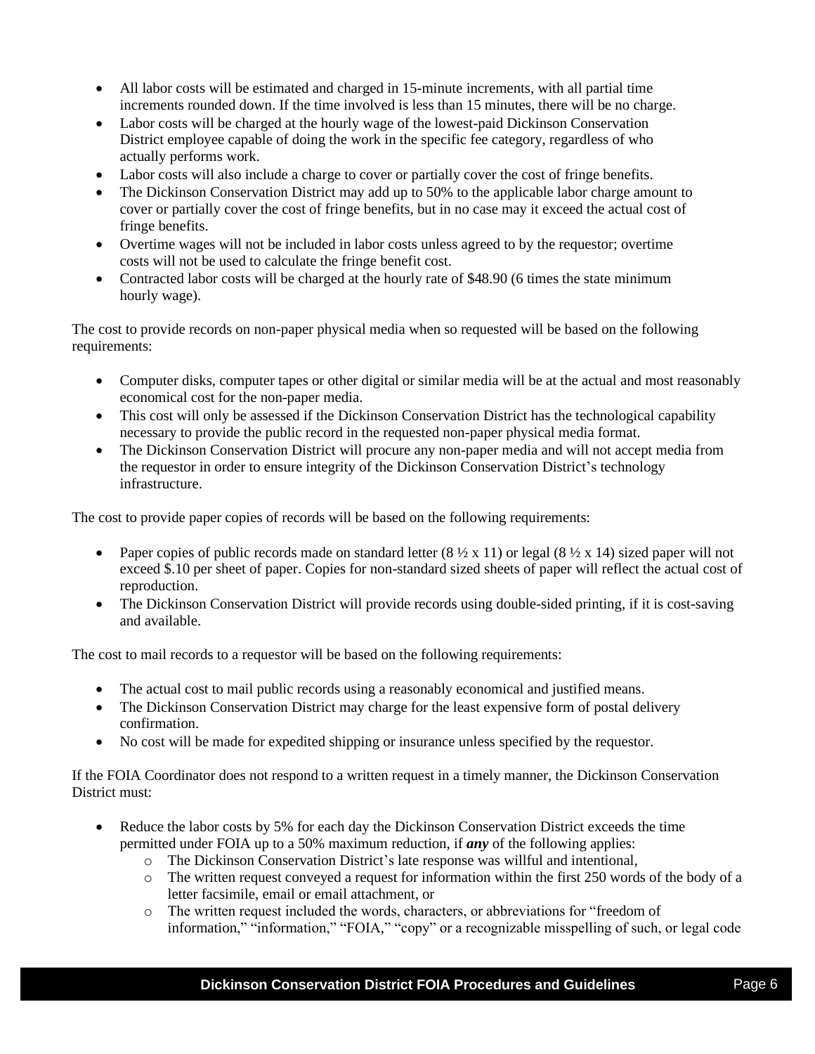- All labor costs will be estimated and charged in 15-minute increments, with all partial time increments rounded down. If the time involved is less than 15 minutes, there will be no charge.
- Labor costs will be charged at the hourly wage of the lowest-paid Dickinson Conservation District employee capable of doing the work in the specific fee category, regardless of who actually performs work.
- Labor costs will also include a charge to cover or partially cover the cost of fringe benefits.
- The Dickinson Conservation District may add up to 50% to the applicable labor charge amount to cover or partially cover the cost of fringe benefits, but in no case may it exceed the actual cost of fringe benefits.
- Overtime wages will not be included in labor costs unless agreed to by the requestor; overtime costs will not be used to calculate the fringe benefit cost.
- Contracted labor costs will be charged at the hourly rate of $48.90 (6 times the state minimum hourly wage).

The cost to provide records on non-paper physical media when so requested will be based on the following requirements:

- Computer disks, computer tapes or other digital or similar media will be at the actual and most reasonably economical cost for the non-paper media.
- This cost will only be assessed if the Dickinson Conservation District has the technological capability necessary to provide the public record in the requested non-paper physical media format.
- The Dickinson Conservation District will procure any non-paper media and will not accept media from the requestor in order to ensure integrity of the Dickinson Conservation District's technology infrastructure.

The cost to provide paper copies of records will be based on the following requirements:

- Paper copies of public records made on standard letter (8 ½ x 11) or legal (8 ½ x 14) sized paper will not exceed $.10 per sheet of paper. Copies for non-standard sized sheets of paper will reflect the actual cost of reproduction.
- The Dickinson Conservation District will provide records using double-sided printing, if it is cost-saving and available.

The cost to mail records to a requestor will be based on the following requirements:

- The actual cost to mail public records using a reasonably economical and justified means.
- The Dickinson Conservation District may charge for the least expensive form of postal delivery confirmation.
- No cost will be made for expedited shipping or insurance unless specified by the requestor.

If the FOIA Coordinator does not respond to a written request in a timely manner, the Dickinson Conservation District must:

- Reduce the labor costs by 5% for each day the Dickinson Conservation District exceeds the time permitted under FOIA up to a 50% maximum reduction, if ***any*** of the following applies:
  - The Dickinson Conservation District's late response was willful and intentional,
  - The written request conveyed a request for information within the first 250 words of the body of a letter facsimile, email or email attachment, or
  - The written request included the words, characters, or abbreviations for "freedom of information," "information," "FOIA," "copy" or a recognizable misspelling of such, or legal code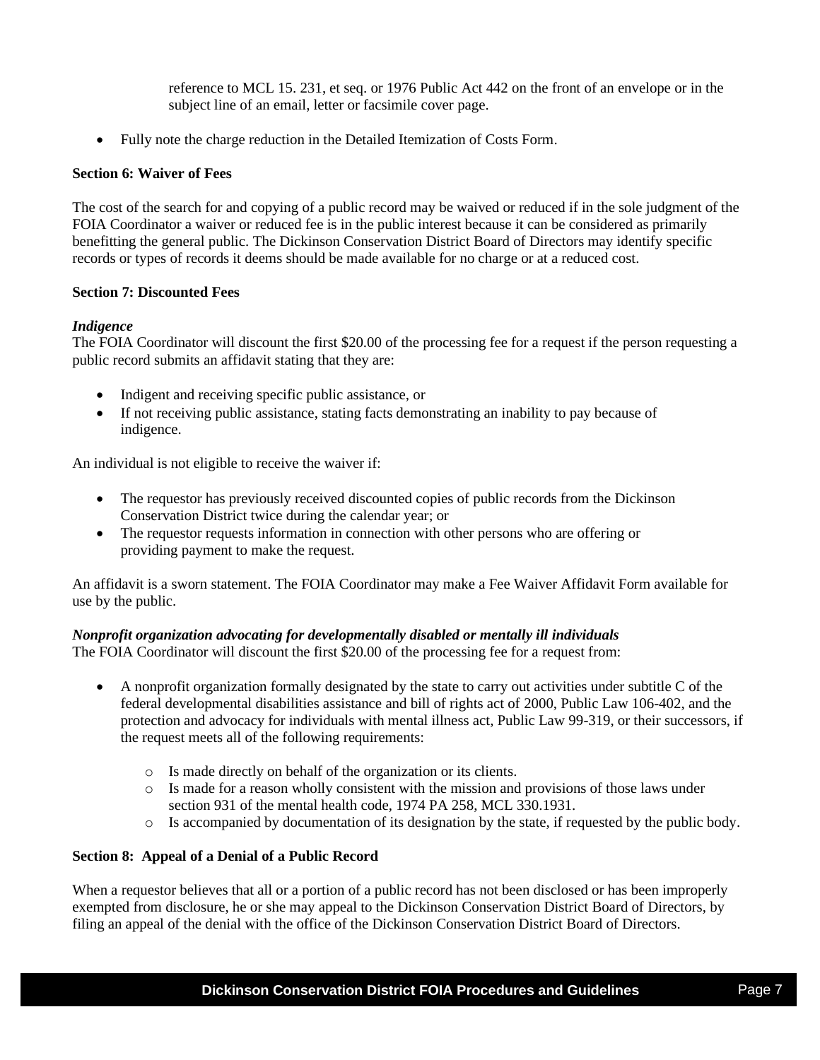reference to MCL 15. 231, et seq. or 1976 Public Act 442 on the front of an envelope or in the subject line of an email, letter or facsimile cover page.

- Fully note the charge reduction in the Detailed Itemization of Costs Form.

**Section 6: Waiver of Fees**

The cost of the search for and copying of a public record may be waived or reduced if in the sole judgment of the FOIA Coordinator a waiver or reduced fee is in the public interest because it can be considered as primarily benefitting the general public. The Dickinson Conservation District Board of Directors may identify specific records or types of records it deems should be made available for no charge or at a reduced cost.

**Section 7: Discounted Fees**

***Indigence***

The FOIA Coordinator will discount the first $20.00 of the processing fee for a request if the person requesting a public record submits an affidavit stating that they are:

- Indigent and receiving specific public assistance, or
- If not receiving public assistance, stating facts demonstrating an inability to pay because of indigence.

An individual is not eligible to receive the waiver if:

- The requestor has previously received discounted copies of public records from the Dickinson Conservation District twice during the calendar year; or
- The requestor requests information in connection with other persons who are offering or providing payment to make the request.

An affidavit is a sworn statement. The FOIA Coordinator may make a Fee Waiver Affidavit Form available for use by the public.

***Nonprofit organization advocating for developmentally disabled or mentally ill individuals***

The FOIA Coordinator will discount the first $20.00 of the processing fee for a request from:

- A nonprofit organization formally designated by the state to carry out activities under subtitle C of the federal developmental disabilities assistance and bill of rights act of 2000, Public Law 106-402, and the protection and advocacy for individuals with mental illness act, Public Law 99-319, or their successors, if the request meets all of the following requirements:
  - Is made directly on behalf of the organization or its clients.
  - Is made for a reason wholly consistent with the mission and provisions of those laws under section 931 of the mental health code, 1974 PA 258, MCL 330.1931.
  - Is accompanied by documentation of its designation by the state, if requested by the public body.

**Section 8: Appeal of a Denial of a Public Record**

When a requestor believes that all or a portion of a public record has not been disclosed or has been improperly exempted from disclosure, he or she may appeal to the Dickinson Conservation District Board of Directors, by filing an appeal of the denial with the office of the Dickinson Conservation District Board of Directors.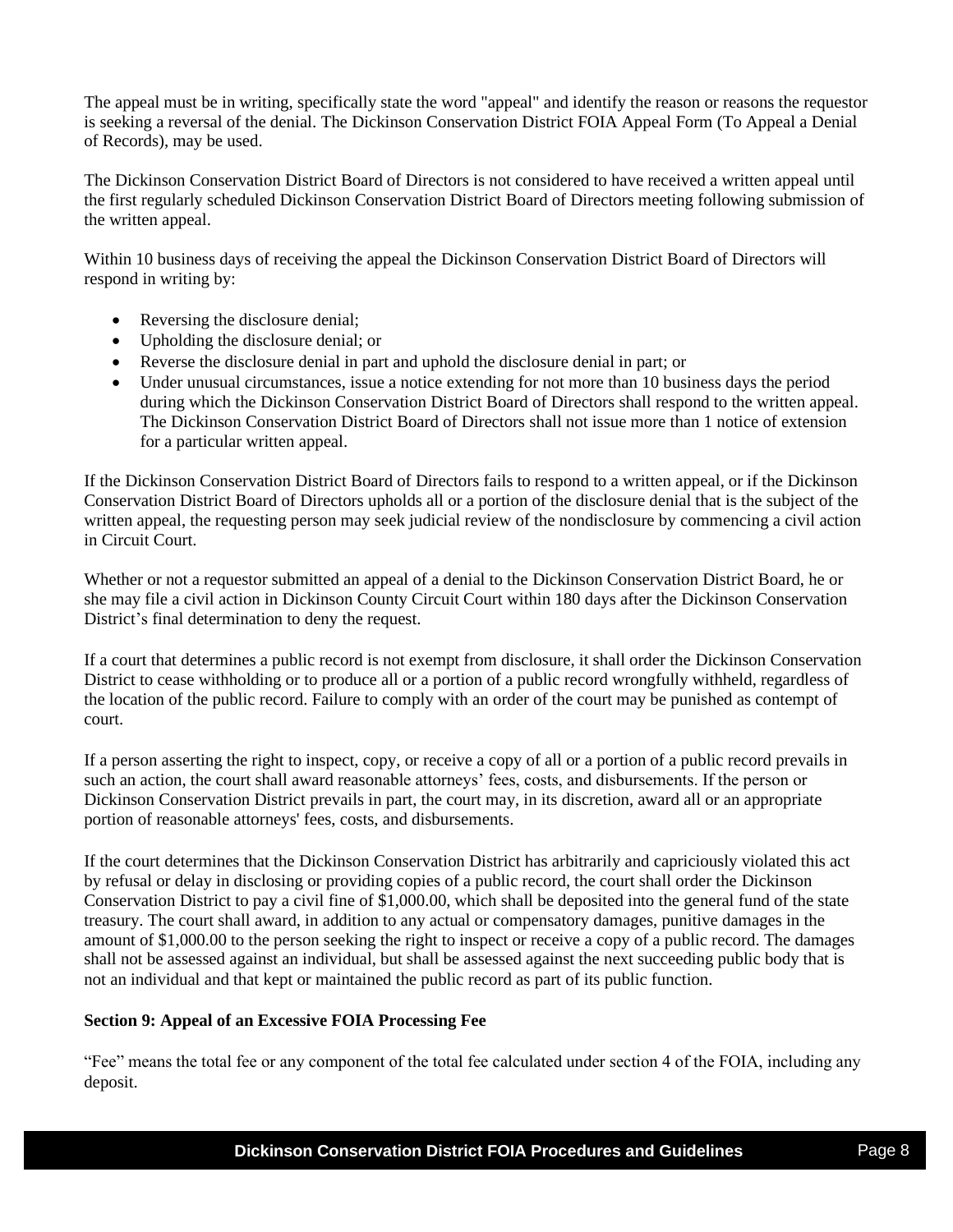The appeal must be in writing, specifically state the word "appeal" and identify the reason or reasons the requestor is seeking a reversal of the denial. The Dickinson Conservation District FOIA Appeal Form (To Appeal a Denial of Records), may be used.

The Dickinson Conservation District Board of Directors is not considered to have received a written appeal until the first regularly scheduled Dickinson Conservation District Board of Directors meeting following submission of the written appeal.

Within 10 business days of receiving the appeal the Dickinson Conservation District Board of Directors will respond in writing by:

- Reversing the disclosure denial;
- Upholding the disclosure denial; or
- Reverse the disclosure denial in part and uphold the disclosure denial in part; or
- Under unusual circumstances, issue a notice extending for not more than 10 business days the period during which the Dickinson Conservation District Board of Directors shall respond to the written appeal. The Dickinson Conservation District Board of Directors shall not issue more than 1 notice of extension for a particular written appeal.

If the Dickinson Conservation District Board of Directors fails to respond to a written appeal, or if the Dickinson Conservation District Board of Directors upholds all or a portion of the disclosure denial that is the subject of the written appeal, the requesting person may seek judicial review of the nondisclosure by commencing a civil action in Circuit Court.

Whether or not a requestor submitted an appeal of a denial to the Dickinson Conservation District Board, he or she may file a civil action in Dickinson County Circuit Court within 180 days after the Dickinson Conservation District's final determination to deny the request.

If a court that determines a public record is not exempt from disclosure, it shall order the Dickinson Conservation District to cease withholding or to produce all or a portion of a public record wrongfully withheld, regardless of the location of the public record. Failure to comply with an order of the court may be punished as contempt of court.

If a person asserting the right to inspect, copy, or receive a copy of all or a portion of a public record prevails in such an action, the court shall award reasonable attorneys' fees, costs, and disbursements. If the person or Dickinson Conservation District prevails in part, the court may, in its discretion, award all or an appropriate portion of reasonable attorneys' fees, costs, and disbursements.

If the court determines that the Dickinson Conservation District has arbitrarily and capriciously violated this act by refusal or delay in disclosing or providing copies of a public record, the court shall order the Dickinson Conservation District to pay a civil fine of $1,000.00, which shall be deposited into the general fund of the state treasury. The court shall award, in addition to any actual or compensatory damages, punitive damages in the amount of $1,000.00 to the person seeking the right to inspect or receive a copy of a public record. The damages shall not be assessed against an individual, but shall be assessed against the next succeeding public body that is not an individual and that kept or maintained the public record as part of its public function.

**Section 9: Appeal of an Excessive FOIA Processing Fee**

"Fee" means the total fee or any component of the total fee calculated under section 4 of the FOIA, including any deposit.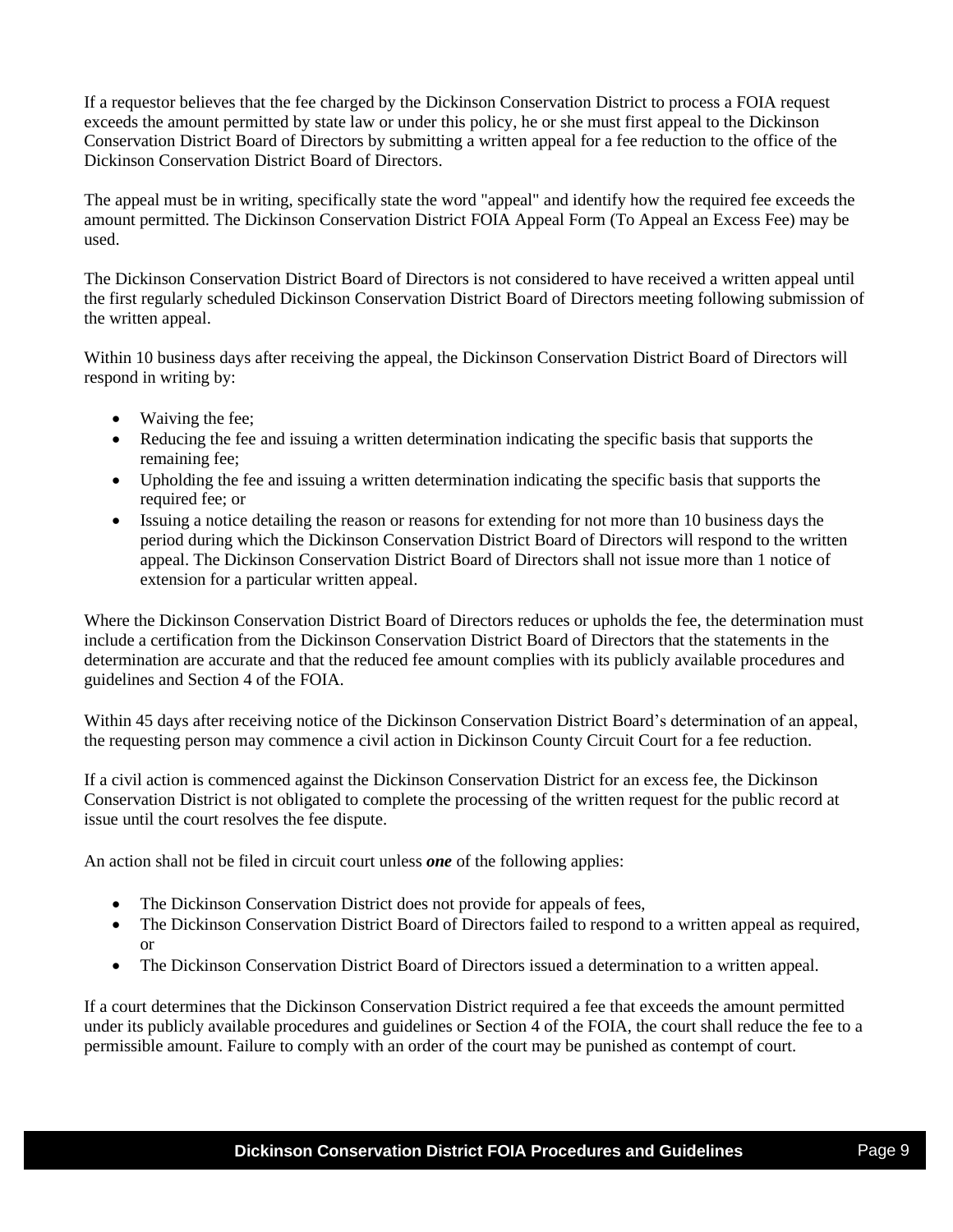If a requestor believes that the fee charged by the Dickinson Conservation District to process a FOIA request exceeds the amount permitted by state law or under this policy, he or she must first appeal to the Dickinson Conservation District Board of Directors by submitting a written appeal for a fee reduction to the office of the Dickinson Conservation District Board of Directors.

The appeal must be in writing, specifically state the word "appeal" and identify how the required fee exceeds the amount permitted. The Dickinson Conservation District FOIA Appeal Form (To Appeal an Excess Fee) may be used.

The Dickinson Conservation District Board of Directors is not considered to have received a written appeal until the first regularly scheduled Dickinson Conservation District Board of Directors meeting following submission of the written appeal.

Within 10 business days after receiving the appeal, the Dickinson Conservation District Board of Directors will respond in writing by:

- Waiving the fee;
- Reducing the fee and issuing a written determination indicating the specific basis that supports the remaining fee;
- Upholding the fee and issuing a written determination indicating the specific basis that supports the required fee; or
- Issuing a notice detailing the reason or reasons for extending for not more than 10 business days the period during which the Dickinson Conservation District Board of Directors will respond to the written appeal. The Dickinson Conservation District Board of Directors shall not issue more than 1 notice of extension for a particular written appeal.

Where the Dickinson Conservation District Board of Directors reduces or upholds the fee, the determination must include a certification from the Dickinson Conservation District Board of Directors that the statements in the determination are accurate and that the reduced fee amount complies with its publicly available procedures and guidelines and Section 4 of the FOIA.

Within 45 days after receiving notice of the Dickinson Conservation District Board's determination of an appeal, the requesting person may commence a civil action in Dickinson County Circuit Court for a fee reduction.

If a civil action is commenced against the Dickinson Conservation District for an excess fee, the Dickinson Conservation District is not obligated to complete the processing of the written request for the public record at issue until the court resolves the fee dispute.

An action shall not be filed in circuit court unless ***one*** of the following applies:

- The Dickinson Conservation District does not provide for appeals of fees,
- The Dickinson Conservation District Board of Directors failed to respond to a written appeal as required, or
- The Dickinson Conservation District Board of Directors issued a determination to a written appeal.

If a court determines that the Dickinson Conservation District required a fee that exceeds the amount permitted under its publicly available procedures and guidelines or Section 4 of the FOIA, the court shall reduce the fee to a permissible amount. Failure to comply with an order of the court may be punished as contempt of court.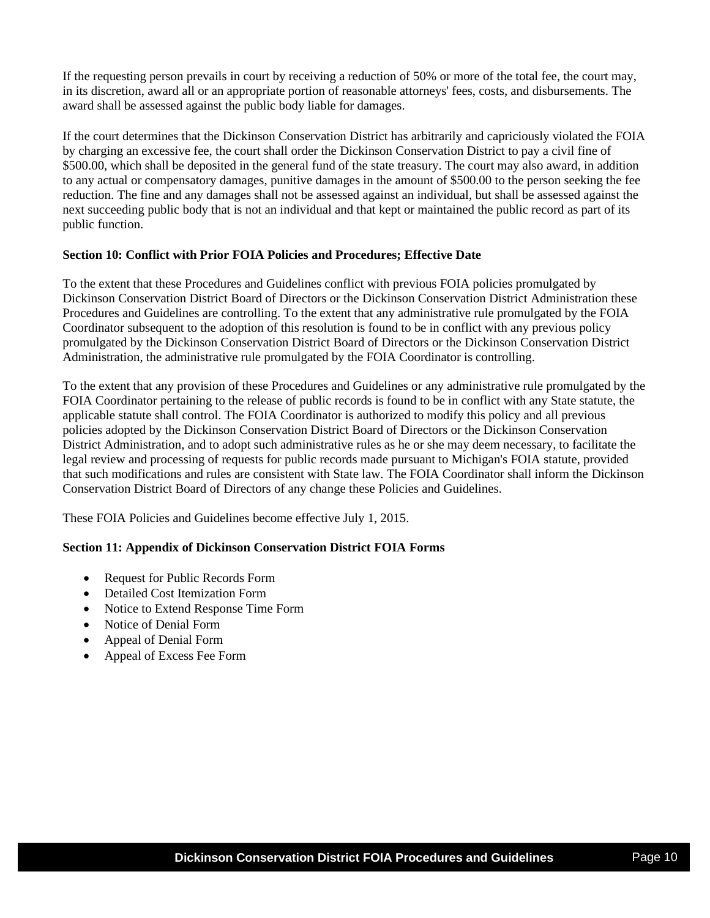If the requesting person prevails in court by receiving a reduction of 50% or more of the total fee, the court may, in its discretion, award all or an appropriate portion of reasonable attorneys' fees, costs, and disbursements. The award shall be assessed against the public body liable for damages.

If the court determines that the Dickinson Conservation District has arbitrarily and capriciously violated the FOIA by charging an excessive fee, the court shall order the Dickinson Conservation District to pay a civil fine of $500.00, which shall be deposited in the general fund of the state treasury. The court may also award, in addition to any actual or compensatory damages, punitive damages in the amount of $500.00 to the person seeking the fee reduction. The fine and any damages shall not be assessed against an individual, but shall be assessed against the next succeeding public body that is not an individual and that kept or maintained the public record as part of its public function.

**Section 10: Conflict with Prior FOIA Policies and Procedures; Effective Date**

To the extent that these Procedures and Guidelines conflict with previous FOIA policies promulgated by Dickinson Conservation District Board of Directors or the Dickinson Conservation District Administration these Procedures and Guidelines are controlling. To the extent that any administrative rule promulgated by the FOIA Coordinator subsequent to the adoption of this resolution is found to be in conflict with any previous policy promulgated by the Dickinson Conservation District Board of Directors or the Dickinson Conservation District Administration, the administrative rule promulgated by the FOIA Coordinator is controlling.

To the extent that any provision of these Procedures and Guidelines or any administrative rule promulgated by the FOIA Coordinator pertaining to the release of public records is found to be in conflict with any State statute, the applicable statute shall control. The FOIA Coordinator is authorized to modify this policy and all previous policies adopted by the Dickinson Conservation District Board of Directors or the Dickinson Conservation District Administration, and to adopt such administrative rules as he or she may deem necessary, to facilitate the legal review and processing of requests for public records made pursuant to Michigan's FOIA statute, provided that such modifications and rules are consistent with State law. The FOIA Coordinator shall inform the Dickinson Conservation District Board of Directors of any change these Policies and Guidelines.

These FOIA Policies and Guidelines become effective July 1, 2015.

**Section 11: Appendix of Dickinson Conservation District FOIA Forms**

- Request for Public Records Form
- Detailed Cost Itemization Form
- Notice to Extend Response Time Form
- Notice of Denial Form
- Appeal of Denial Form
- Appeal of Excess Fee Form